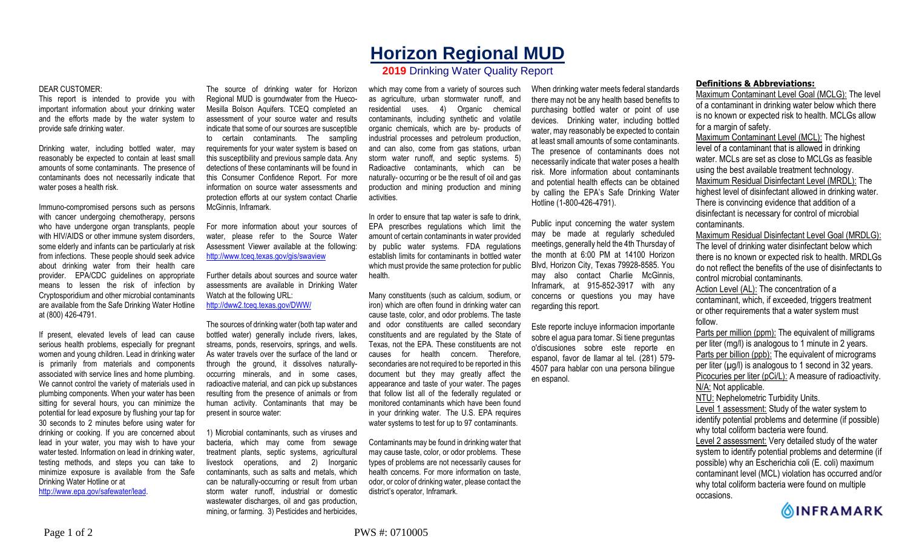# Horizon Regional MUD

## 2019 Drinking Water Quality Report

DEAR CUSTOMER:

This report is intended to provide you with important information about your drinking water and the efforts made by the water system to provide safe drinking water.

Drinking water, including bottled water, may reasonably be expected to contain at least small amounts of some contaminants. The presence of contaminants does not necessarily indicate that water poses a health risk.

Immuno-compromised persons such as persons with cancer undergoing chemotherapy, persons who have undergone organ transplants, people with HIV/AIDS or other immune system disorders, some elderly and infants can be particularly at risk from infections. These people should seek advice about drinking water from their health care provider. EPA/CDC guidelines on appropriate means to lessen the risk of infection by Cryptosporidium and other microbial contaminants are available from the Safe Drinking Water Hotline at (800) 426-4791.

If present, elevated levels of lead can cause serious health problems, especially for pregnant women and young children. Lead in drinking water is primarily from materials and components associated with service lines and home plumbing. We cannot control the variety of materials used in plumbing components. When your water has been sitting for several hours, you can minimize the potential for lead exposure by flushing your tap for 30 seconds to 2 minutes before using water for drinking or cooking. If you are concerned about lead in your water, you may wish to have your water tested. Information on lead in drinking water, testing methods, and steps you can take to minimize exposure is available from the Safe Drinking Water Hotline or at http://www.epa.gov/safewater/lead.

The source of drinking water for Horizon Regional MUD is gourndwater from the Hueco-Mesilla Bolson Aquifers. TCEQ completed an assessment of your source water and results indicate that some of our sources are susceptible to certain contaminants. The sampling requirements for your water system is based on this susceptibility and previous sample data. Any detections of these contaminants will be found in this Consumer Confidence Report. For more information on source water assessments and protection efforts at our system contact Charlie McGinnis, Inframark.

For more information about your sources of water, please refer to the Source Water Assessment Viewer available at the following: http://www.tceq.texas.gov/gis/swaview

Further details about sources and source water assessments are available in Drinking Water Watch at the following URL: http://dww2.tceq.texas.gov/DWW/

The sources of drinking water (both tap water and bottled water) generally include rivers, lakes, streams, ponds, reservoirs, springs, and wells. As water travels over the surface of the land or through the ground, it dissolves naturally-occurring minerals, and in some cases, radioactive material, and can pick up substances resulting from the presence of animals or from human activity. Contaminants that may be present in source water:

1) Microbial contaminants, such as viruses and bacteria, which may come from sewage treatment plants, septic systems, agricultural livestock operations, and 2) Inorganic contaminants, such as salts and metals, which can be naturally-occurring or result from urban storm water runoff, industrial or domestic wastewater discharges, oil and gas production, mining, or farming. 3) Pesticides and herbicides, which may come from a variety of sources such as agriculture, urban stormwater runoff, and residential uses. 4) Organic chemical contaminants, including synthetic and volatile organic chemicals, which are by- products of industrial processes and petroleum production, and can also, come from gas stations, urban storm water runoff, and septic systems. 5) Radioactive contaminants, which can be naturally- occurring or be the result of oil and gas production and mining production and mining activities.

In order to ensure that tap water is safe to drink, EPA prescribes regulations which limit the amount of certain contaminants in water provided by public water systems. FDA regulations establish limits for contaminants in bottled water which must provide the same protection for public health.

Many constituents (such as calcium, sodium, or iron) which are often found in drinking water can cause taste, color, and odor problems. The taste and odor constituents are called secondary constituents and are regulated by the State of Texas, not the EPA. These constituents are not causes for health concern. Therefore, secondaries are not required to be reported in this document but they may greatly affect the appearance and taste of your water. The pages that follow list all of the federally regulated or monitored contaminants which have been found in your drinking water. The U.S. EPA requires water systems to test for up to 97 contaminants.

Contaminants may be found in drinking water that may cause taste, color, or odor problems. These types of problems are not necessarily causes for health concerns. For more information on taste, odor, or color of drinking water, please contact the district's operator, Inframark.

When drinking water meets federal standards there may not be any health based benefits to purchasing bottled water or point of use devices. Drinking water, including bottled water, may reasonably be expected to contain at least small amounts of some contaminants. The presence of contaminants does not necessarily indicate that water poses a health risk. More information about contaminants and potential health effects can be obtained by calling the EPA's Safe Drinking Water Hotline (1-800-426-4791).

Public input concerning the water system may be made at regularly scheduled meetings, generally held the 4th Thursday of the month at 6:00 PM at 14100 Horizon Blvd, Horizon City, Texas 79928-8585. You may also contact Charlie McGinnis, Inframark, at 915-852-3917 with any concerns or questions you may have regarding this report.

Este reporte incluye informacion importante sobre el agua para tomar. Si tiene preguntas o'discusiones sobre este reporte en espanol, favor de llamar al tel. (281) 579-4507 para hablar con una persona bilingue en espanol.

### Definitions & Abbreviations:

Maximum Contaminant Level Goal (MCLG): The level of a contaminant in drinking water below which there is no known or expected risk to health. MCLGs allow for a margin of safety.

Maximum Contaminant Level (MCL): The highest level of a contaminant that is allowed in drinking water. MCLs are set as close to MCLGs as feasible using the best available treatment technology.

Maximum Residual Disinfectant Level (MRDL): The highest level of disinfectant allowed in drinking water. There is convincing evidence that addition of a disinfectant is necessary for control of microbial contaminants.

Maximum Residual Disinfectant Level Goal (MRDLG): The level of drinking water disinfectant below which there is no known or expected risk to health. MRDLGs do not reflect the benefits of the use of disinfectants to control microbial contaminants.

Action Level (AL): The concentration of a contaminant, which, if exceeded, triggers treatment or other requirements that a water system must follow.

Parts per million (ppm): The equivalent of milligrams per liter (mg/l) is analogous to 1 minute in 2 years.

Parts per billion (ppb): The equivalent of micrograms per liter (µg/l) is analogous to 1 second in 32 years.

Picocuries per liter (pCi/L): A measure of radioactivity.

N/A: Not applicable.

NTU: Nephelometric Turbidity Units.

Level 1 assessment: Study of the water system to identify potential problems and determine (if possible) why total coliform bacteria were found.

Level 2 assessment: Very detailed study of the water system to identify potential problems and determine (if possible) why an Escherichia coli (E. coli) maximum contaminant level (MCL) violation has occurred and/or why total coliform bacteria were found on multiple occasions.

INFRAMARK

PWS #: 0710005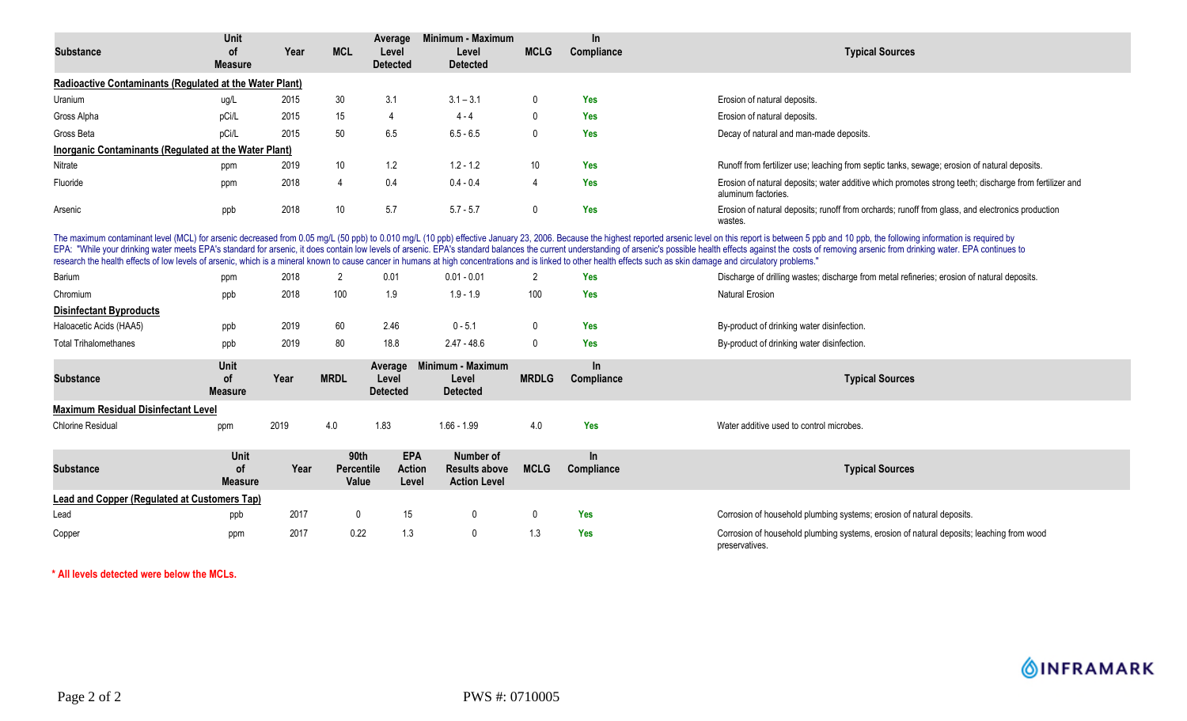| Substance | Unit of Measure | Year | MCL | Average Level Detected | Minimum - Maximum Level Detected | MCLG | In Compliance | Typical Sources |
|---|---|---|---|---|---|---|---|---|
| **Radioactive Contaminants (Regulated at the Water Plant)** | | | | | | | | |
| Uranium | ug/L | 2015 | 30 | 3.1 | 3.1 – 3.1 | 0 | Yes | Erosion of natural deposits. |
| Gross Alpha | pCi/L | 2015 | 15 | 4 | 4 - 4 | 0 | Yes | Erosion of natural deposits. |
| Gross Beta | pCi/L | 2015 | 50 | 6.5 | 6.5 - 6.5 | 0 | Yes | Decay of natural and man-made deposits. |
| **Inorganic Contaminants (Regulated at the Water Plant)** | | | | | | | | |
| Nitrate | ppm | 2019 | 10 | 1.2 | 1.2 - 1.2 | 10 | Yes | Runoff from fertilizer use; leaching from septic tanks, sewage; erosion of natural deposits. |
| Fluoride | ppm | 2018 | 4 | 0.4 | 0.4 - 0.4 | 4 | Yes | Erosion of natural deposits; water additive which promotes strong teeth; discharge from fertilizer and aluminum factories. |
| Arsenic | ppb | 2018 | 10 | 5.7 | 5.7 - 5.7 | 0 | Yes | Erosion of natural deposits; runoff from orchards; runoff from glass, and electronics production wastes. |

The maximum contaminant level (MCL) for arsenic decreased from 0.05 mg/L (50 ppb) to 0.010 mg/L (10 ppb) effective January 23, 2006. Because the highest reported arsenic level on this report is between 5 ppb and 10 ppb, the following information is required by EPA: "While your drinking water meets EPA's standard for arsenic, it does contain low levels of arsenic. EPA's standard balances the current understanding of arsenic's possible health effects against the costs of removing arsenic from drinking water. EPA continues to research the health effects of low levels of arsenic, which is a mineral known to cause cancer in humans at high concentrations and is linked to other health effects such as skin damage and circulatory problems."

| Substance | Unit of Measure | Year | MCL | Average Level Detected | Minimum - Maximum Level Detected | MCLG | In Compliance | Typical Sources |
|---|---|---|---|---|---|---|---|---|
| Barium | ppm | 2018 | 2 | 0.01 | 0.01 - 0.01 | 2 | Yes | Discharge of drilling wastes; discharge from metal refineries; erosion of natural deposits. |
| Chromium | ppb | 2018 | 100 | 1.9 | 1.9 - 1.9 | 100 | Yes | Natural Erosion |
| **Disinfectant Byproducts** | | | | | | | | |
| Haloacetic Acids (HAA5) | ppb | 2019 | 60 | 2.46 | 0 - 5.1 | 0 | Yes | By-product of drinking water disinfection. |
| Total Trihalomethanes | ppb | 2019 | 80 | 18.8 | 2.47 - 48.6 | 0 | Yes | By-product of drinking water disinfection. |

| Substance | Unit of Measure | Year | MRDL | Average Level Detected | Minimum - Maximum Level Detected | MRDLG | In Compliance | Typical Sources |
|---|---|---|---|---|---|---|---|---|
| **Maximum Residual Disinfectant Level** | | | | | | | | |
| Chlorine Residual | ppm | 2019 | 4.0 | 1.83 | 1.66 - 1.99 | 4.0 | Yes | Water additive used to control microbes. |

| Substance | Unit of Measure | Year | 90th Percentile Value | EPA Action Level | Number of Results above Action Level | MCLG | In Compliance | Typical Sources |
|---|---|---|---|---|---|---|---|---|
| **Lead and Copper (Regulated at Customers Tap)** | | | | | | | | |
| Lead | ppb | 2017 | 0 | 15 | 0 | 0 | Yes | Corrosion of household plumbing systems; erosion of natural deposits. |
| Copper | ppm | 2017 | 0.22 | 1.3 | 0 | 1.3 | Yes | Corrosion of household plumbing systems, erosion of natural deposits; leaching from wood preservatives. |

**\* All levels detected were below the MCLs.**

INFRAMARK

PWS #: 0710005